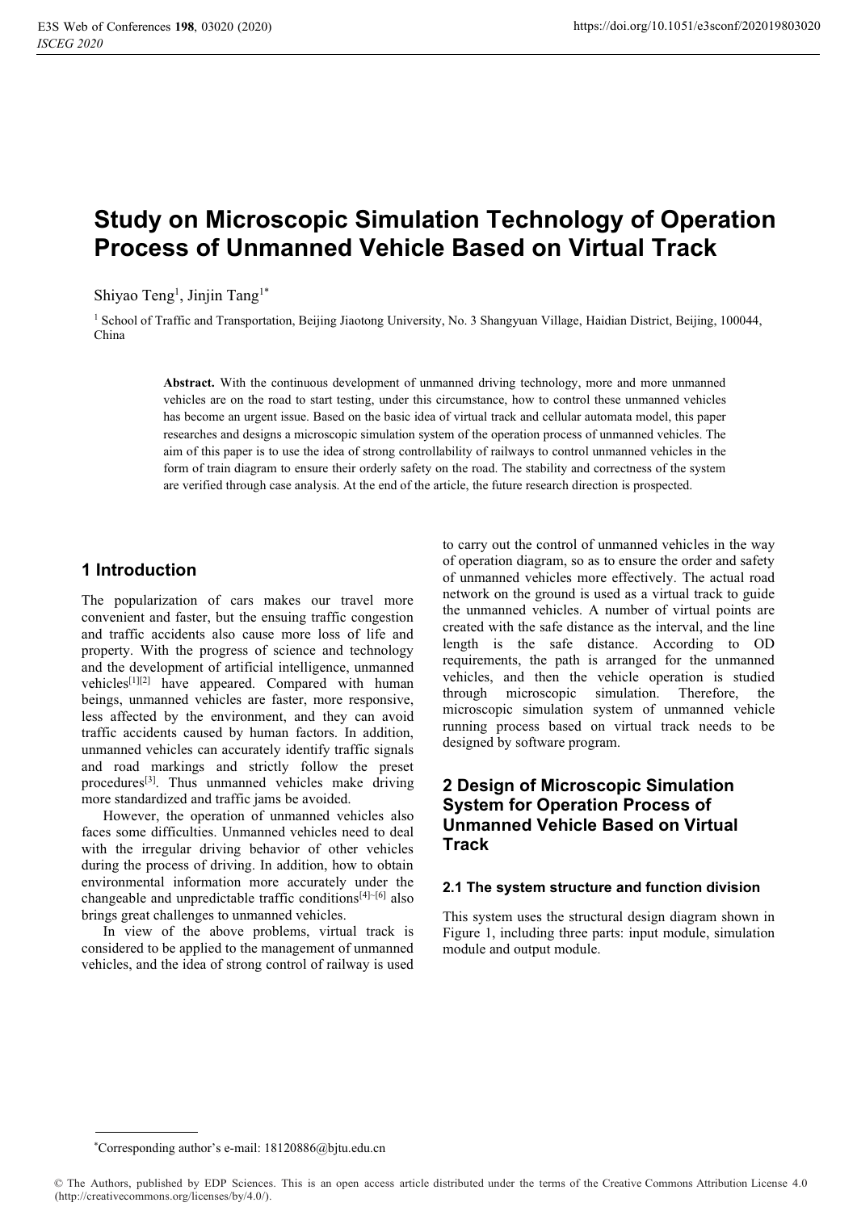# Study on Microscopic Simulation Technology of Operation Process of Unmanned Vehicle Based on Virtual Track

Shiyao Teng[1], Jinjin Tang[1*]

[1] School of Traffic and Transportation, Beijing Jiaotong University, No. 3 Shangyuan Village, Haidian District, Beijing, 100044, China

**Abstract.** With the continuous development of unmanned driving technology, more and more unmanned vehicles are on the road to start testing, under this circumstance, how to control these unmanned vehicles has become an urgent issue. Based on the basic idea of virtual track and cellular automata model, this paper researches and designs a microscopic simulation system of the operation process of unmanned vehicles. The aim of this paper is to use the idea of strong controllability of railways to control unmanned vehicles in the form of train diagram to ensure their orderly safety on the road. The stability and correctness of the system are verified through case analysis. At the end of the article, the future research direction is prospected.

## 1 Introduction

The popularization of cars makes our travel more convenient and faster, but the ensuing traffic congestion and traffic accidents also cause more loss of life and property. With the progress of science and technology and the development of artificial intelligence, unmanned vehicles[1][2] have appeared. Compared with human beings, unmanned vehicles are faster, more responsive, less affected by the environment, and they can avoid traffic accidents caused by human factors. In addition, unmanned vehicles can accurately identify traffic signals and road markings and strictly follow the preset procedures[3]. Thus unmanned vehicles make driving more standardized and traffic jams are avoided.

However, the operation of unmanned vehicles also faces some difficulties. Unmanned vehicles need to deal with the irregular driving behavior of other vehicles during the process of driving. In addition, how to obtain environmental information more accurately under the changeable and unpredictable traffic conditions[4]~[6] also brings great challenges to unmanned vehicles.

In view of the above problems, virtual track is considered to be applied to the management of unmanned vehicles, and the idea of strong control of railway is used to carry out the control of unmanned vehicles in the way of operation diagram, so as to ensure the order and safety of unmanned vehicles more effectively. The actual road network on the ground is used as a virtual track to guide the unmanned vehicles. A number of virtual points are created with the safe distance as the interval, and the line length is the safe distance. According to OD requirements, the path is arranged for the unmanned vehicles, and then the vehicle operation is studied through microscopic simulation. Therefore, the microscopic simulation system of unmanned vehicle running process based on virtual track needs to be designed by software program.

## 2 Design of Microscopic Simulation System for Operation Process of Unmanned Vehicle Based on Virtual Track

### 2.1 The system structure and function division

This system uses the structural design diagram shown in Figure 1, including three parts: input module, simulation module and output module.

---

*Corresponding author's e-mail: 18120886@bjtu.edu.cn

© The Authors, published by EDP Sciences. This is an open access article distributed under the terms of the Creative Commons Attribution License 4.0 (http://creativecommons.org/licenses/by/4.0/).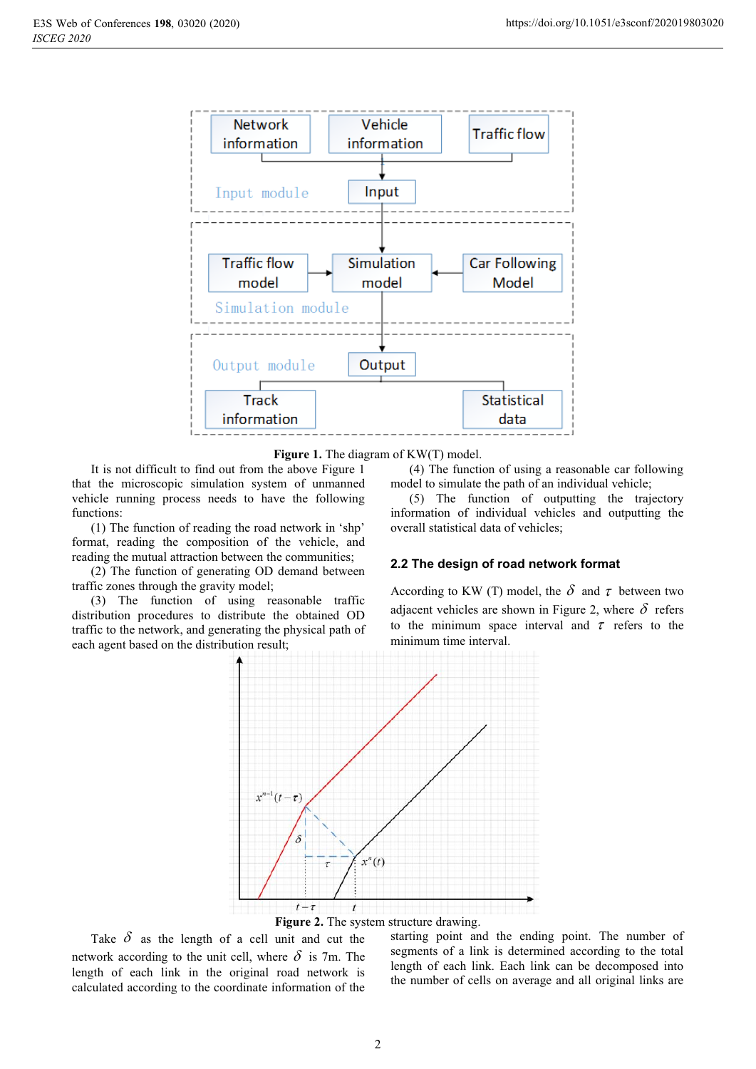**Figure 1.** The diagram of KW(T) model.

It is not difficult to find out from the above Figure 1 that the microscopic simulation system of unmanned vehicle running process needs to have the following functions:

(1) The function of reading the road network in 'shp' format, reading the composition of the vehicle, and reading the mutual attraction between the communities;

(2) The function of generating OD demand between traffic zones through the gravity model;

(3) The function of using reasonable traffic distribution procedures to distribute the obtained OD traffic to the network, and generating the physical path of each agent based on the distribution result;

(4) The function of using a reasonable car following model to simulate the path of an individual vehicle;

(5) The function of outputting the trajectory information of individual vehicles and outputting the overall statistical data of vehicles;

## 2.2 The design of road network format

According to KW (T) model, the $\delta$ and $\tau$ between two adjacent vehicles are shown in Figure 2, where $\delta$ refers to the minimum space interval and $\tau$ refers to the minimum time interval.

**Figure 2.** The system structure drawing.

Take $\delta$ as the length of a cell unit and cut the network according to the unit cell, where $\delta$ is 7m. The length of each link in the original road network is calculated according to the coordinate information of the starting point and the ending point. The number of segments of a link is determined according to the total length of each link. Each link can be decomposed into the number of cells on average and all original links are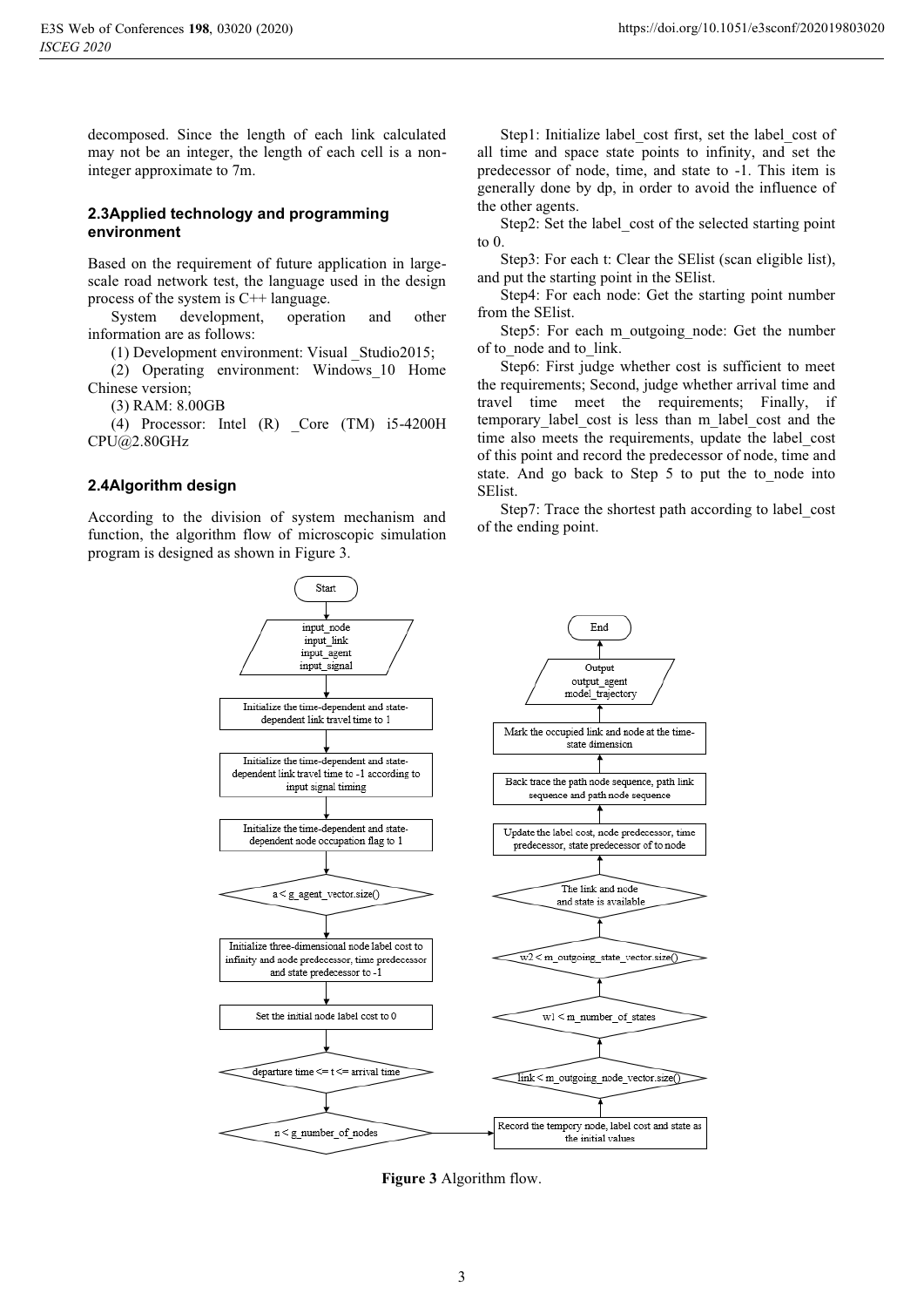decomposed. Since the length of each link calculated may not be an integer, the length of each cell is a non-integer approximate to 7m.

## 2.3Applied technology and programming environment

Based on the requirement of future application in large-scale road network test, the language used in the design process of the system is C++ language.

System development, operation and other information are as follows:

(1) Development environment: Visual _Studio2015;

(2) Operating environment: Windows_10 Home Chinese version;

(3) RAM: 8.00GB

(4) Processor: Intel (R) _Core (TM) i5-4200H CPU@2.80GHz

## 2.4Algorithm design

According to the division of system mechanism and function, the algorithm flow of microscopic simulation program is designed as shown in Figure 3.

Step1: Initialize label_cost first, set the label_cost of all time and space state points to infinity, and set the predecessor of node, time, and state to -1. This item is generally done by dp, in order to avoid the influence of the other agents.

Step2: Set the label_cost of the selected starting point to 0.

Step3: For each t: Clear the SElist (scan eligible list), and put the starting point in the SElist.

Step4: For each node: Get the starting point number from the SElist.

Step5: For each m_outgoing_node: Get the number of to_node and to_link.

Step6: First judge whether cost is sufficient to meet the requirements; Second, judge whether arrival time and travel time meet the requirements; Finally, if temporary_label_cost is less than m_label_cost and the time also meets the requirements, update the label_cost of this point and record the predecessor of node, time and state. And go back to Step 5 to put the to_node into SElist.

Step7: Trace the shortest path according to label_cost of the ending point.

Start → input_node, input_link, input_agent, input_signal → Initialize the time-dependent and state-dependent link travel time to 1 → Initialize the time-dependent and state-dependent link travel time to -1 according to input signal timing → Initialize the time-dependent and state-dependent node occupation flag to 1 → a < g_agent_vector.size() → Initialize three-dimensional node label cost to infinity and node predecessor, time predecessor and state predecessor to -1 → Set the initial node label cost to 0 → departure time <= t <= arrival time → n < g_number_of_nodes → Record the tempory node, label cost and state as the initial values → link < m_outgoing_node_vector.size() → w1 < m_number_of_states → w2 < m_outgoing_state_vector.size() → The link and node and state is available → Update the label cost, node predecessor, time predecessor, state predecessor of to node → Back trace the path node sequence, path link sequence and path node sequence → Mark the occupied link and node at the time-state dimension → Output output_agent model_trajectory → End

**Figure 3** Algorithm flow.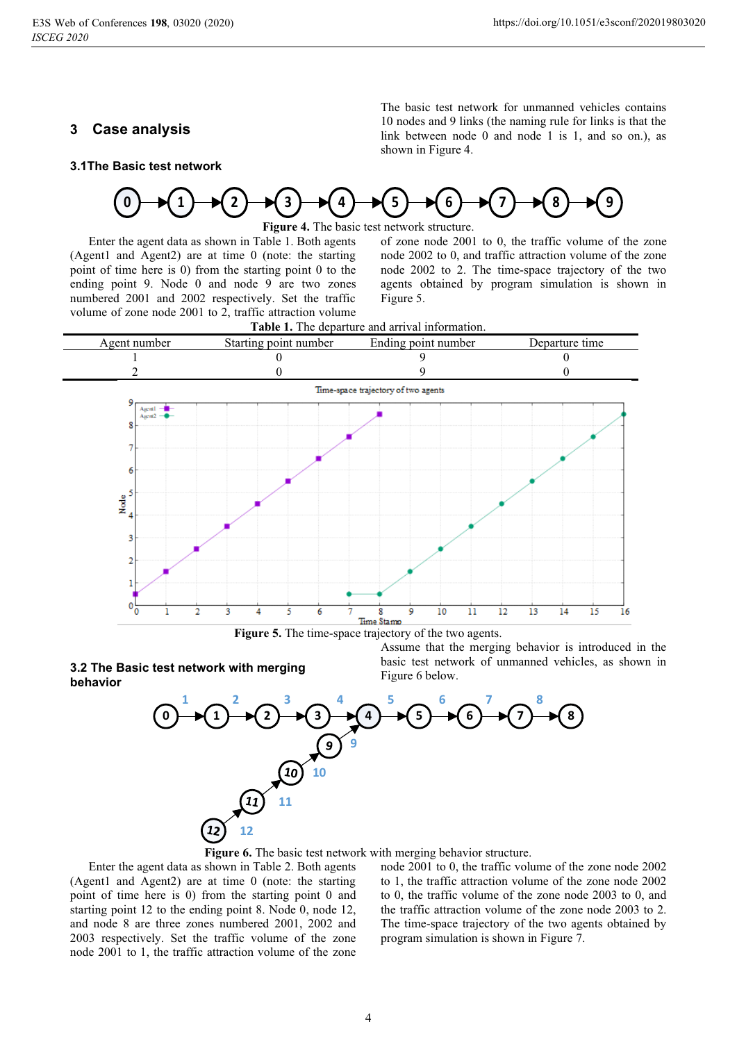## 3 Case analysis

### 3.1The Basic test network

The basic test network for unmanned vehicles contains 10 nodes and 9 links (the naming rule for links is that the link between node 0 and node 1 is 1, and so on.), as shown in Figure 4.

**Figure 4.** The basic test network structure.

Enter the agent data as shown in Table 1. Both agents (Agent1 and Agent2) are at time 0 (note: the starting point of time here is 0) from the starting point 0 to the ending point 9. Node 0 and node 9 are two zones numbered 2001 and 2002 respectively. Set the traffic volume of zone node 2001 to 2, traffic attraction volume of zone node 2001 to 0, the traffic volume of the zone node 2002 to 0, and traffic attraction volume of the zone node 2002 to 2. The time-space trajectory of the two agents obtained by program simulation is shown in Figure 5.

**Table 1.** The departure and arrival information.

| Agent number | Starting point number | Ending point number | Departure time |
|---|---|---|---|
| 1 | 0 | 9 | 0 |
| 2 | 0 | 9 | 0 |

**Figure 5.** The time-space trajectory of the two agents.

### 3.2 The Basic test network with merging behavior

Assume that the merging behavior is introduced in the basic test network of unmanned vehicles, as shown in Figure 6 below.

**Figure 6.** The basic test network with merging behavior structure.

Enter the agent data as shown in Table 2. Both agents (Agent1 and Agent2) are at time 0 (note: the starting point of time here is 0) from the starting point 0 and starting point 12 to the ending point 8. Node 0, node 12, and node 8 are three zones numbered 2001, 2002 and 2003 respectively. Set the traffic volume of the zone node 2001 to 1, the traffic attraction volume of the zone node 2001 to 0, the traffic volume of the zone node 2002 to 1, the traffic attraction volume of the zone node 2002 to 0, the traffic volume of the zone node 2003 to 0, and the traffic attraction volume of the zone node 2003 to 2. The time-space trajectory of the two agents obtained by program simulation is shown in Figure 7.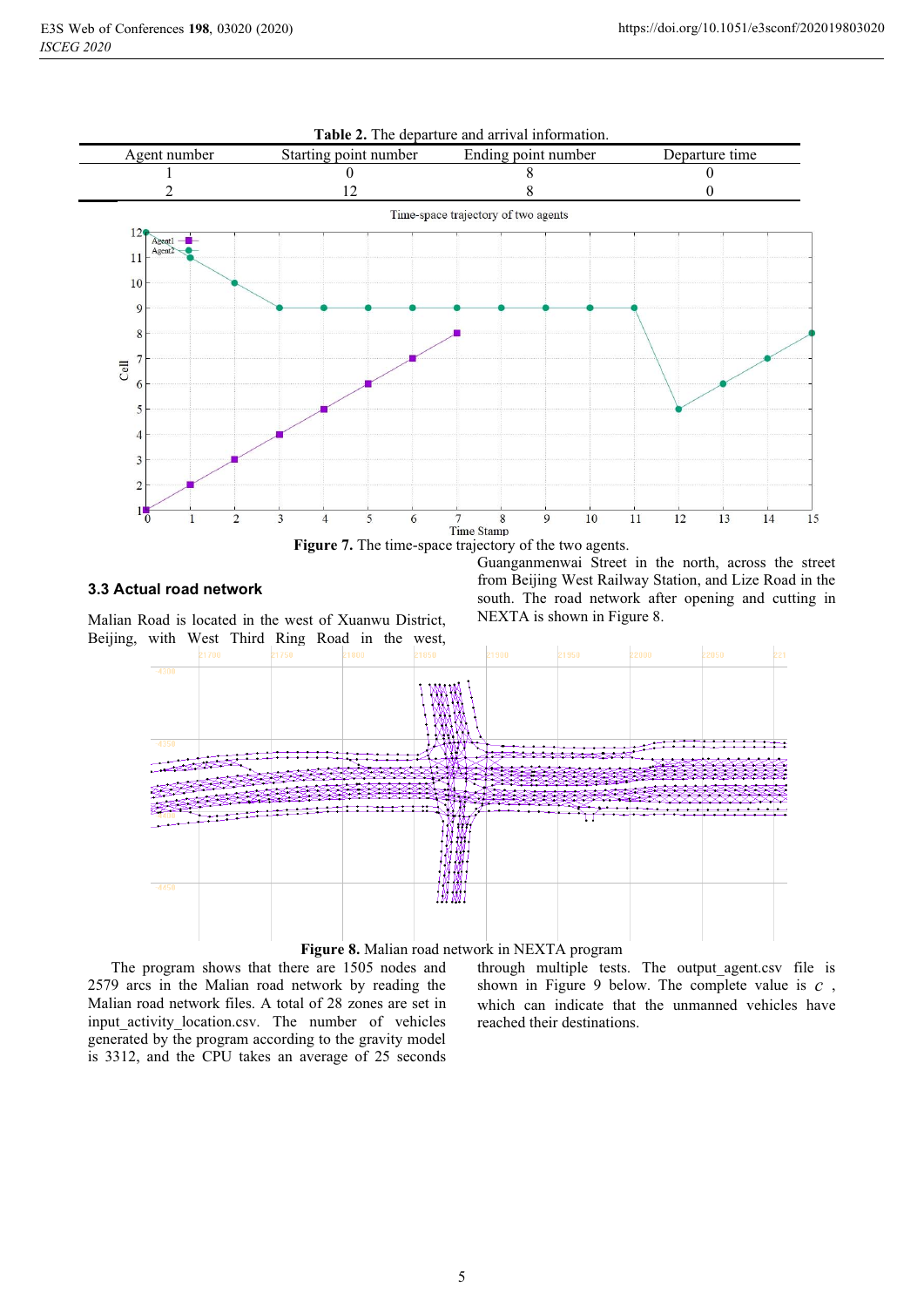**Table 2.** The departure and arrival information.

| Agent number | Starting point number | Ending point number | Departure time |
|---|---|---|---|
| 1 | 0 | 8 | 0 |
| 2 | 12 | 8 | 0 |

**Figure 7.** The time-space trajectory of the two agents.

### 3.3 Actual road network

Malian Road is located in the west of Xuanwu District, Beijing, with West Third Ring Road in the west, Guanganmenwai Street in the north, across the street from Beijing West Railway Station, and Lize Road in the south. The road network after opening and cutting in NEXTA is shown in Figure 8.

**Figure 8.** Malian road network in NEXTA program

The program shows that there are 1505 nodes and 2579 arcs in the Malian road network by reading the Malian road network files. A total of 28 zones are set in input_activity_location.csv. The number of vehicles generated by the program according to the gravity model is 3312, and the CPU takes an average of 25 seconds through multiple tests. The output_agent.csv file is shown in Figure 9 below. The complete value is $c$ , which can indicate that the unmanned vehicles have reached their destinations.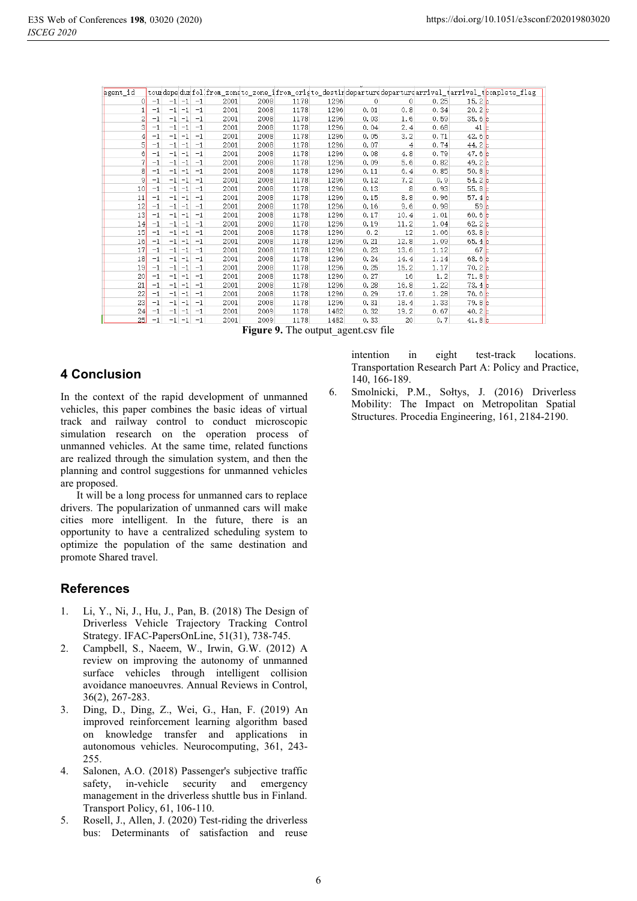| agent_id | tour_id | dependency | duration | following_agent_id | from_zone_id | to_zone_id | from_origin_node_id | to_destination_node_id | departure_time_in_min | departure_time | arrival_time_in_min | arrival_time | complete_flag |
|---|---|---|---|---|---|---|---|---|---|---|---|---|---|
| 0 | -1 | -1 | -1 | -1 | 2001 | 2008 | 1178 | 1296 | 0 | 0 | 0.25 | 15.2 | c |
| 1 | -1 | -1 | -1 | -1 | 2001 | 2008 | 1178 | 1296 | 0.01 | 0.8 | 0.34 | 20.2 | c |
| 2 | -1 | -1 | -1 | -1 | 2001 | 2008 | 1178 | 1296 | 0.03 | 1.6 | 0.59 | 35.6 | c |
| 3 | -1 | -1 | -1 | -1 | 2001 | 2008 | 1178 | 1296 | 0.04 | 2.4 | 0.68 | 41 | c |
| 4 | -1 | -1 | -1 | -1 | 2001 | 2008 | 1178 | 1296 | 0.05 | 3.2 | 0.71 | 42.6 | c |
| 5 | -1 | -1 | -1 | -1 | 2001 | 2008 | 1178 | 1296 | 0.07 | 4 | 0.74 | 44.2 | c |
| 6 | -1 | -1 | -1 | -1 | 2001 | 2008 | 1178 | 1296 | 0.08 | 4.8 | 0.79 | 47.6 | c |
| 7 | -1 | -1 | -1 | -1 | 2001 | 2008 | 1178 | 1296 | 0.09 | 5.6 | 0.82 | 49.2 | c |
| 8 | -1 | -1 | -1 | -1 | 2001 | 2008 | 1178 | 1296 | 0.11 | 6.4 | 0.85 | 50.8 | c |
| 9 | -1 | -1 | -1 | -1 | 2001 | 2008 | 1178 | 1296 | 0.12 | 7.2 | 0.9 | 54.2 | c |
| 10 | -1 | -1 | -1 | -1 | 2001 | 2008 | 1178 | 1296 | 0.13 | 8 | 0.93 | 55.8 | c |
| 11 | -1 | -1 | -1 | -1 | 2001 | 2008 | 1178 | 1296 | 0.15 | 8.8 | 0.96 | 57.4 | c |
| 12 | -1 | -1 | -1 | -1 | 2001 | 2008 | 1178 | 1296 | 0.16 | 9.6 | 0.98 | 59 | c |
| 13 | -1 | -1 | -1 | -1 | 2001 | 2008 | 1178 | 1296 | 0.17 | 10.4 | 1.01 | 60.6 | c |
| 14 | -1 | -1 | -1 | -1 | 2001 | 2008 | 1178 | 1296 | 0.19 | 11.2 | 1.04 | 62.2 | c |
| 15 | -1 | -1 | -1 | -1 | 2001 | 2008 | 1178 | 1296 | 0.2 | 12 | 1.06 | 63.8 | c |
| 16 | -1 | -1 | -1 | -1 | 2001 | 2008 | 1178 | 1296 | 0.21 | 12.8 | 1.09 | 65.4 | c |
| 17 | -1 | -1 | -1 | -1 | 2001 | 2008 | 1178 | 1296 | 0.23 | 13.6 | 1.12 | 67 | c |
| 18 | -1 | -1 | -1 | -1 | 2001 | 2008 | 1178 | 1296 | 0.24 | 14.4 | 1.14 | 68.6 | c |
| 19 | -1 | -1 | -1 | -1 | 2001 | 2008 | 1178 | 1296 | 0.25 | 15.2 | 1.17 | 70.2 | c |
| 20 | -1 | -1 | -1 | -1 | 2001 | 2008 | 1178 | 1296 | 0.27 | 16 | 1.2 | 71.8 | c |
| 21 | -1 | -1 | -1 | -1 | 2001 | 2008 | 1178 | 1296 | 0.28 | 16.8 | 1.22 | 73.4 | c |
| 22 | -1 | -1 | -1 | -1 | 2001 | 2008 | 1178 | 1296 | 0.29 | 17.6 | 1.28 | 76.6 | c |
| 23 | -1 | -1 | -1 | -1 | 2001 | 2008 | 1178 | 1296 | 0.31 | 18.4 | 1.33 | 79.8 | c |
| 24 | -1 | -1 | -1 | -1 | 2001 | 2009 | 1178 | 1482 | 0.32 | 19.2 | 0.67 | 40.2 | c |
| 25 | -1 | -1 | -1 | -1 | 2001 | 2009 | 1178 | 1482 | 0.33 | 20 | 0.7 | 41.8 | c |

**Figure 9.** The output_agent.csv file

## 4 Conclusion

In the context of the rapid development of unmanned vehicles, this paper combines the basic ideas of virtual track and railway control to conduct microscopic simulation research on the operation process of unmanned vehicles. At the same time, related functions are realized through the simulation system, and then the planning and control suggestions for unmanned vehicles are proposed.

It will be a long process for unmanned cars to replace drivers. The popularization of unmanned cars will make cities more intelligent. In the future, there is an opportunity to have a centralized scheduling system to optimize the population of the same destination and promote Shared travel.

## References

1. Li, Y., Ni, J., Hu, J., Pan, B. (2018) The Design of Driverless Vehicle Trajectory Tracking Control Strategy. IFAC-PapersOnLine, 51(31), 738-745.
2. Campbell, S., Naeem, W., Irwin, G.W. (2012) A review on improving the autonomy of unmanned surface vehicles through intelligent collision avoidance manoeuvres. Annual Reviews in Control, 36(2), 267-283.
3. Ding, D., Ding, Z., Wei, G., Han, F. (2019) An improved reinforcement learning algorithm based on knowledge transfer and applications in autonomous vehicles. Neurocomputing, 361, 243-255.
4. Salonen, A.O. (2018) Passenger's subjective traffic safety, in-vehicle security and emergency management in the driverless shuttle bus in Finland. Transport Policy, 61, 106-110.
5. Rosell, J., Allen, J. (2020) Test-riding the driverless bus: Determinants of satisfaction and reuse intention in eight test-track locations. Transportation Research Part A: Policy and Practice, 140, 166-189.
6. Smolnicki, P.M., Sołtys, J. (2016) Driverless Mobility: The Impact on Metropolitan Spatial Structures. Procedia Engineering, 161, 2184-2190.